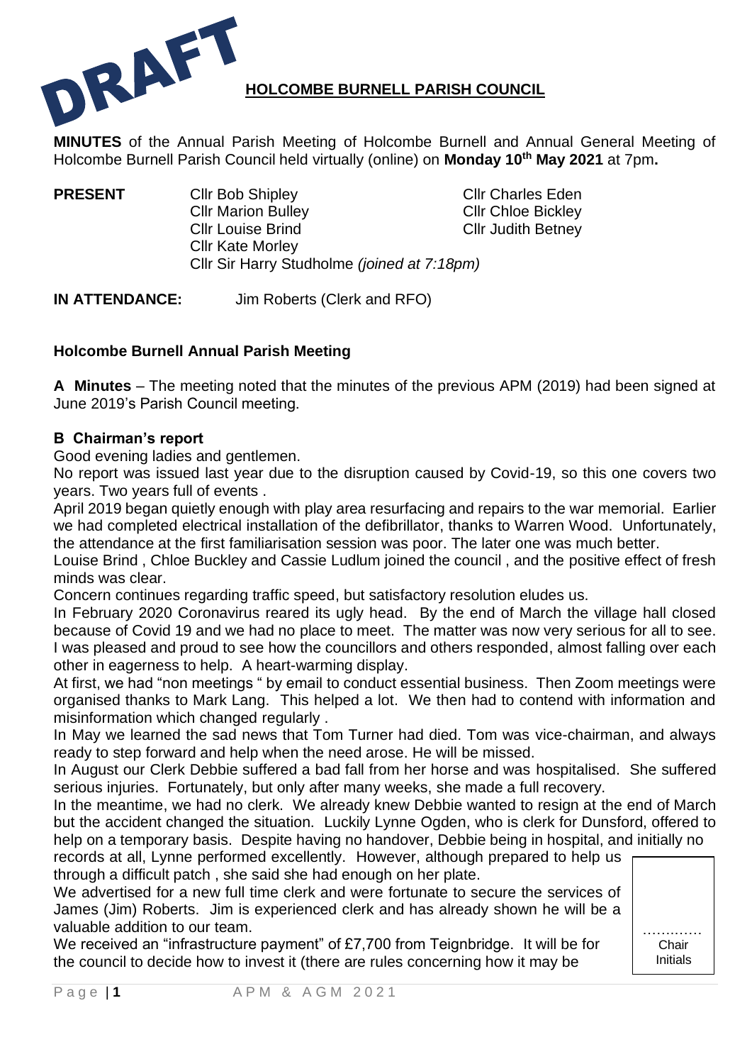DRAFT

# HOLCOMBE BURNELL PARISH COUNCIL

**MINUTES** of the Annual Parish Meeting of Holcombe Burnell and Annual General Meeting of Holcombe Burnell Parish Council held virtually (online) on **Monday 10th May 2021** at 7pm**.**

**PRESENT**

Cllr Bob Shipley
Cllr Marion Bulley
Cllr Louise Brind
Cllr Kate Morley
Cllr Sir Harry Studholme *(joined at 7:18pm)*
Cllr Charles Eden
Cllr Chloe Bickley
Cllr Judith Betney

**IN ATTENDANCE:** Jim Roberts (Clerk and RFO)

## Holcombe Burnell Annual Parish Meeting

**A Minutes** – The meeting noted that the minutes of the previous APM (2019) had been signed at June 2019's Parish Council meeting.

**B Chairman's report**

Good evening ladies and gentlemen.

No report was issued last year due to the disruption caused by Covid-19, so this one covers two years. Two years full of events .

April 2019 began quietly enough with play area resurfacing and repairs to the war memorial. Earlier we had completed electrical installation of the defibrillator, thanks to Warren Wood. Unfortunately, the attendance at the first familiarisation session was poor. The later one was much better.

Louise Brind , Chloe Buckley and Cassie Ludlum joined the council , and the positive effect of fresh minds was clear.

Concern continues regarding traffic speed, but satisfactory resolution eludes us.

In February 2020 Coronavirus reared its ugly head. By the end of March the village hall closed because of Covid 19 and we had no place to meet. The matter was now very serious for all to see. I was pleased and proud to see how the councillors and others responded, almost falling over each other in eagerness to help. A heart-warming display.

At first, we had "non meetings " by email to conduct essential business. Then Zoom meetings were organised thanks to Mark Lang. This helped a lot. We then had to contend with information and misinformation which changed regularly .

In May we learned the sad news that Tom Turner had died. Tom was vice-chairman, and always ready to step forward and help when the need arose. He will be missed.

In August our Clerk Debbie suffered a bad fall from her horse and was hospitalised. She suffered serious injuries. Fortunately, but only after many weeks, she made a full recovery.

In the meantime, we had no clerk. We already knew Debbie wanted to resign at the end of March but the accident changed the situation. Luckily Lynne Ogden, who is clerk for Dunsford, offered to help on a temporary basis. Despite having no handover, Debbie being in hospital, and initially no records at all, Lynne performed excellently. However, although prepared to help us through a difficult patch , she said she had enough on her plate.

We advertised for a new full time clerk and were fortunate to secure the services of James (Jim) Roberts. Jim is experienced clerk and has already shown he will be a valuable addition to our team.

We received an "infrastructure payment" of £7,700 from Teignbridge. It will be for the council to decide how to invest it (there are rules concerning how it may be

…………
Chair
Initials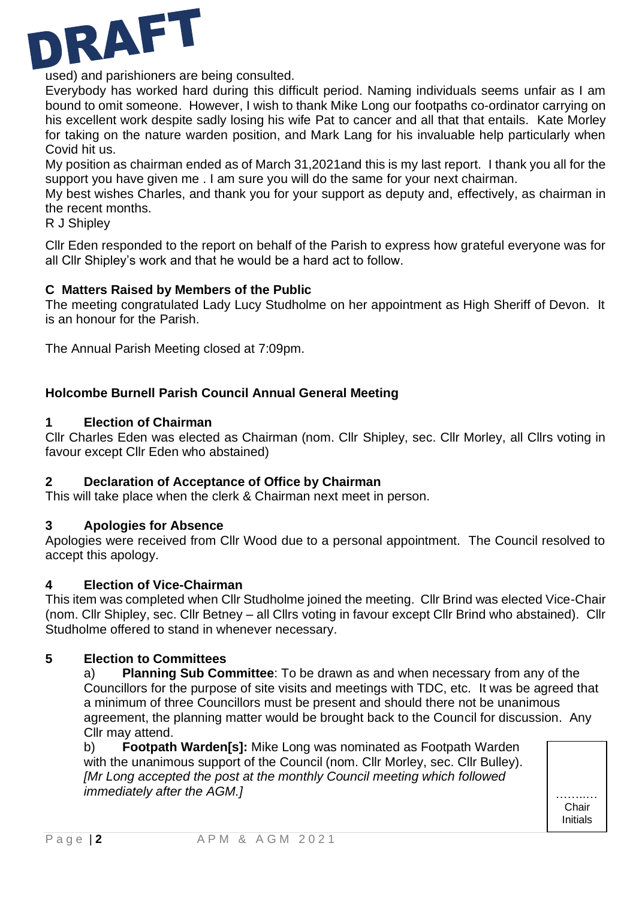DRAFT

used) and parishioners are being consulted.

Everybody has worked hard during this difficult period. Naming individuals seems unfair as I am bound to omit someone. However, I wish to thank Mike Long our footpaths co-ordinator carrying on his excellent work despite sadly losing his wife Pat to cancer and all that that entails. Kate Morley for taking on the nature warden position, and Mark Lang for his invaluable help particularly when Covid hit us.

My position as chairman ended as of March 31,2021and this is my last report. I thank you all for the support you have given me . I am sure you will do the same for your next chairman.

My best wishes Charles, and thank you for your support as deputy and, effectively, as chairman in the recent months.

R J Shipley

Cllr Eden responded to the report on behalf of the Parish to express how grateful everyone was for all Cllr Shipley's work and that he would be a hard act to follow.

### C Matters Raised by Members of the Public

The meeting congratulated Lady Lucy Studholme on her appointment as High Sheriff of Devon. It is an honour for the Parish.

The Annual Parish Meeting closed at 7:09pm.

## Holcombe Burnell Parish Council Annual General Meeting

### 1 Election of Chairman

Cllr Charles Eden was elected as Chairman (nom. Cllr Shipley, sec. Cllr Morley, all Cllrs voting in favour except Cllr Eden who abstained)

### 2 Declaration of Acceptance of Office by Chairman

This will take place when the clerk & Chairman next meet in person.

### 3 Apologies for Absence

Apologies were received from Cllr Wood due to a personal appointment. The Council resolved to accept this apology.

### 4 Election of Vice-Chairman

This item was completed when Cllr Studholme joined the meeting. Cllr Brind was elected Vice-Chair (nom. Cllr Shipley, sec. Cllr Betney – all Cllrs voting in favour except Cllr Brind who abstained). Cllr Studholme offered to stand in whenever necessary.

### 5 Election to Committees

a) **Planning Sub Committee**: To be drawn as and when necessary from any of the Councillors for the purpose of site visits and meetings with TDC, etc. It was be agreed that a minimum of three Councillors must be present and should there not be unanimous agreement, the planning matter would be brought back to the Council for discussion. Any Cllr may attend.

b) **Footpath Warden[s]:** Mike Long was nominated as Footpath Warden with the unanimous support of the Council (nom. Cllr Morley, sec. Cllr Bulley). *[Mr Long accepted the post at the monthly Council meeting which followed immediately after the AGM.]*

……..… Chair Initials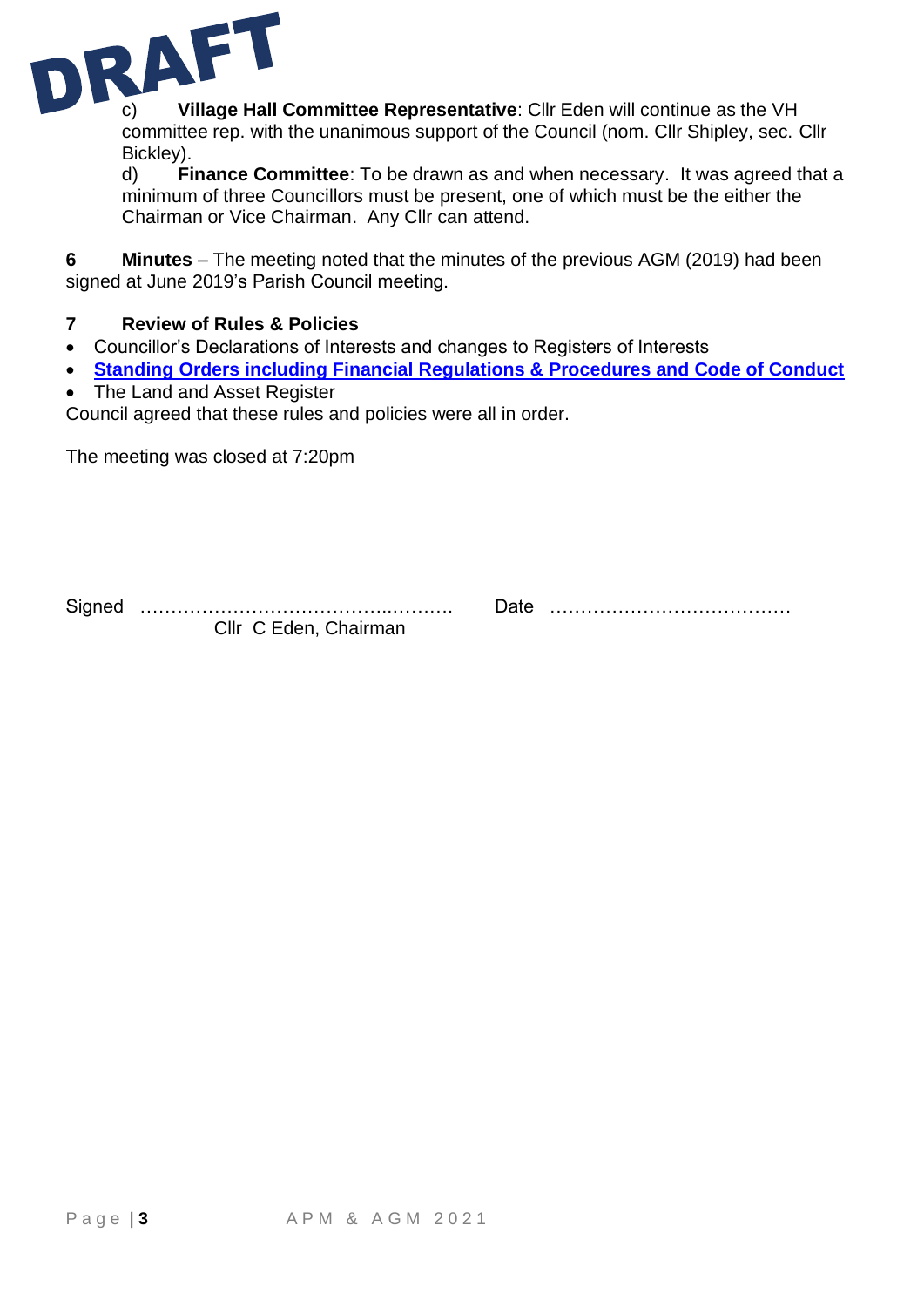DRAFT

c) **Village Hall Committee Representative**: Cllr Eden will continue as the VH committee rep. with the unanimous support of the Council (nom. Cllr Shipley, sec. Cllr Bickley).

d) **Finance Committee**: To be drawn as and when necessary. It was agreed that a minimum of three Councillors must be present, one of which must be the either the Chairman or Vice Chairman. Any Cllr can attend.

**6 Minutes** – The meeting noted that the minutes of the previous AGM (2019) had been signed at June 2019's Parish Council meeting.

**7 Review of Rules & Policies**

- Councillor's Declarations of Interests and changes to Registers of Interests
- **Standing Orders including Financial Regulations & Procedures and Code of Conduct**
- The Land and Asset Register

Council agreed that these rules and policies were all in order.

The meeting was closed at 7:20pm

Signed ……………………………………..………. Date …………………………………

Cllr C Eden, Chairman